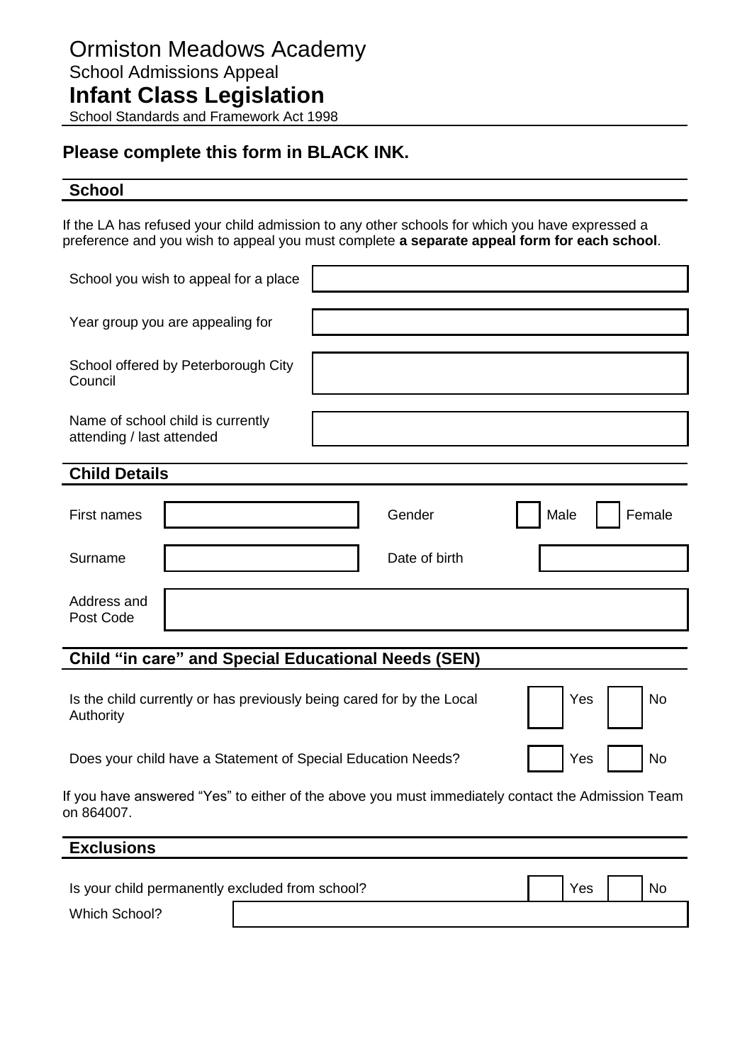# Ormiston Meadows Academy

School Admissions Appeal

## Infant Class Legislation

School Standards and Framework Act 1998

### Please complete this form in BLACK INK.

## School

If the LA has refused your child admission to any other schools for which you have expressed a preference and you wish to appeal you must complete **a separate appeal form for each school**.

| | |
|---|---|
| School you wish to appeal for a place | |
| Year group you are appealing for | |
| School offered by Peterborough City Council | |
| Name of school child is currently attending / last attended | |

## Child Details

| | | | |
|---|---|---|---|
| First names | | Gender | ☐ Male ☐ Female |
| Surname | | Date of birth | |
| Address and Post Code | | | |

## Child "in care" and Special Educational Needs (SEN)

| | |
|---|---|
| Is the child currently or has previously being cared for by the Local Authority | ☐ Yes ☐ No |
| Does your child have a Statement of Special Education Needs? | ☐ Yes ☐ No |

If you have answered "Yes" to either of the above you must immediately contact the Admission Team on 864007.

## Exclusions

| | |
|---|---|
| Is your child permanently excluded from school? | ☐ Yes ☐ No |
| Which School? | |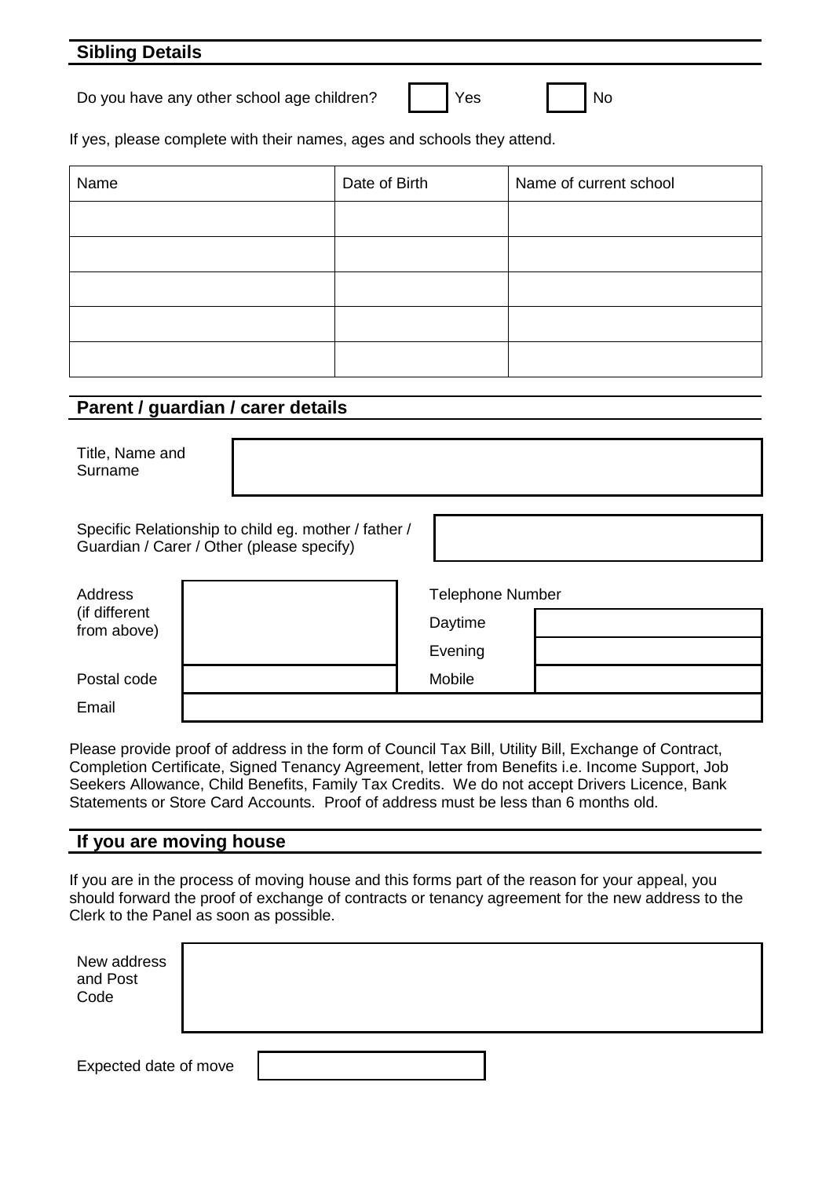## Sibling Details

Do you have any other school age children? ☐ Yes ☐ No

If yes, please complete with their names, ages and schools they attend.

| Name | Date of Birth | Name of current school |
|---|---|---|
| | | |
| | | |
| | | |
| | | |
| | | |

## Parent / guardian / carer details

| Title, Name and Surname | |
|---|---|

| Specific Relationship to child eg. mother / father / Guardian / Carer / Other (please specify) | |
|---|---|

| Address (if different from above) | | Telephone Number | |
|---|---|---|---|
| | | Daytime | |
| | | Evening | |
| Postal code | | Mobile | |
| Email | | | |

Please provide proof of address in the form of Council Tax Bill, Utility Bill, Exchange of Contract, Completion Certificate, Signed Tenancy Agreement, letter from Benefits i.e. Income Support, Job Seekers Allowance, Child Benefits, Family Tax Credits. We do not accept Drivers Licence, Bank Statements or Store Card Accounts. Proof of address must be less than 6 months old.

## If you are moving house

If you are in the process of moving house and this forms part of the reason for your appeal, you should forward the proof of exchange of contracts or tenancy agreement for the new address to the Clerk to the Panel as soon as possible.

| New address and Post Code | |
|---|---|

| Expected date of move | |
|---|---|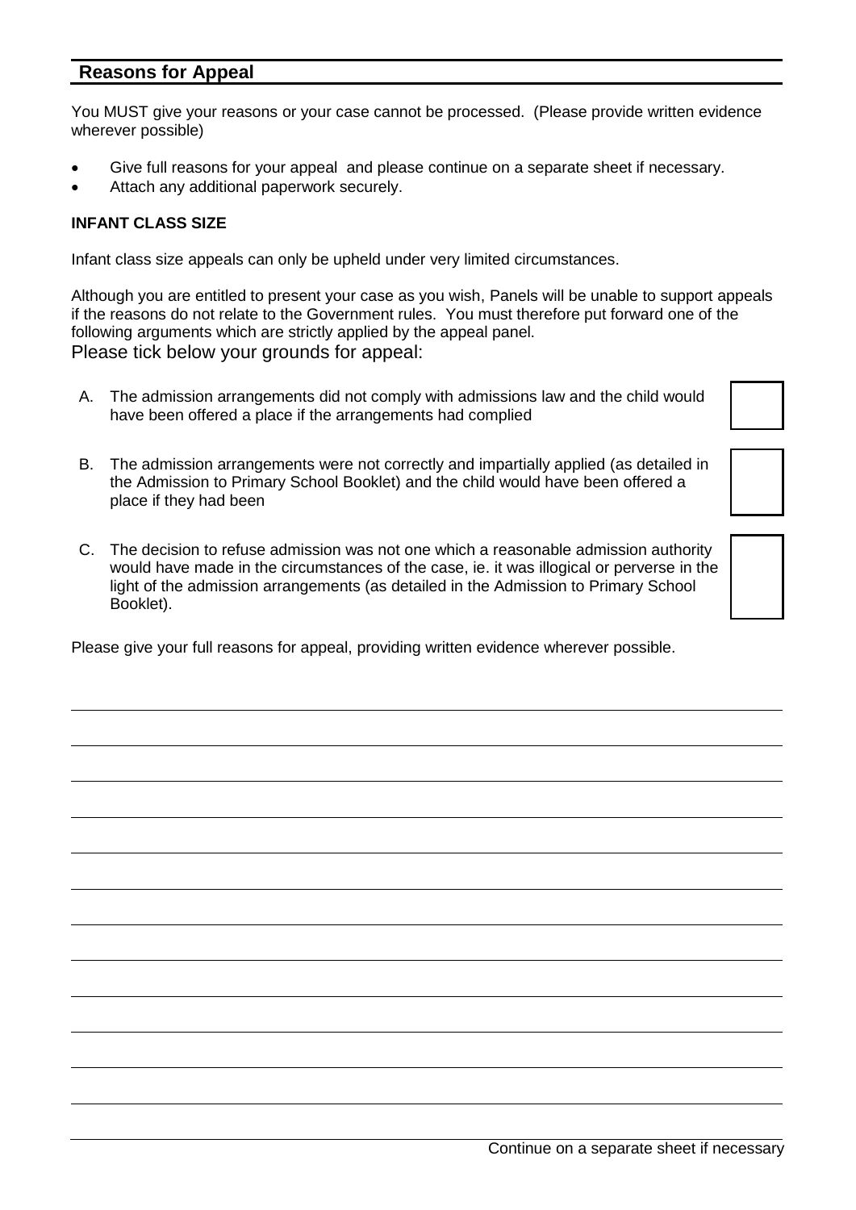## Reasons for Appeal

You MUST give your reasons or your case cannot be processed. (Please provide written evidence wherever possible)

- Give full reasons for your appeal and please continue on a separate sheet if necessary.
- Attach any additional paperwork securely.

**INFANT CLASS SIZE**

Infant class size appeals can only be upheld under very limited circumstances.

Although you are entitled to present your case as you wish, Panels will be unable to support appeals if the reasons do not relate to the Government rules. You must therefore put forward one of the following arguments which are strictly applied by the appeal panel.

Please tick below your grounds for appeal:

A. The admission arrangements did not comply with admissions law and the child would have been offered a place if the arrangements had complied ☐

B. The admission arrangements were not correctly and impartially applied (as detailed in the Admission to Primary School Booklet) and the child would have been offered a place if they had been ☐

C. The decision to refuse admission was not one which a reasonable admission authority would have made in the circumstances of the case, ie. it was illogical or perverse in the light of the admission arrangements (as detailed in the Admission to Primary School Booklet). ☐

Please give your full reasons for appeal, providing written evidence wherever possible.

Continue on a separate sheet if necessary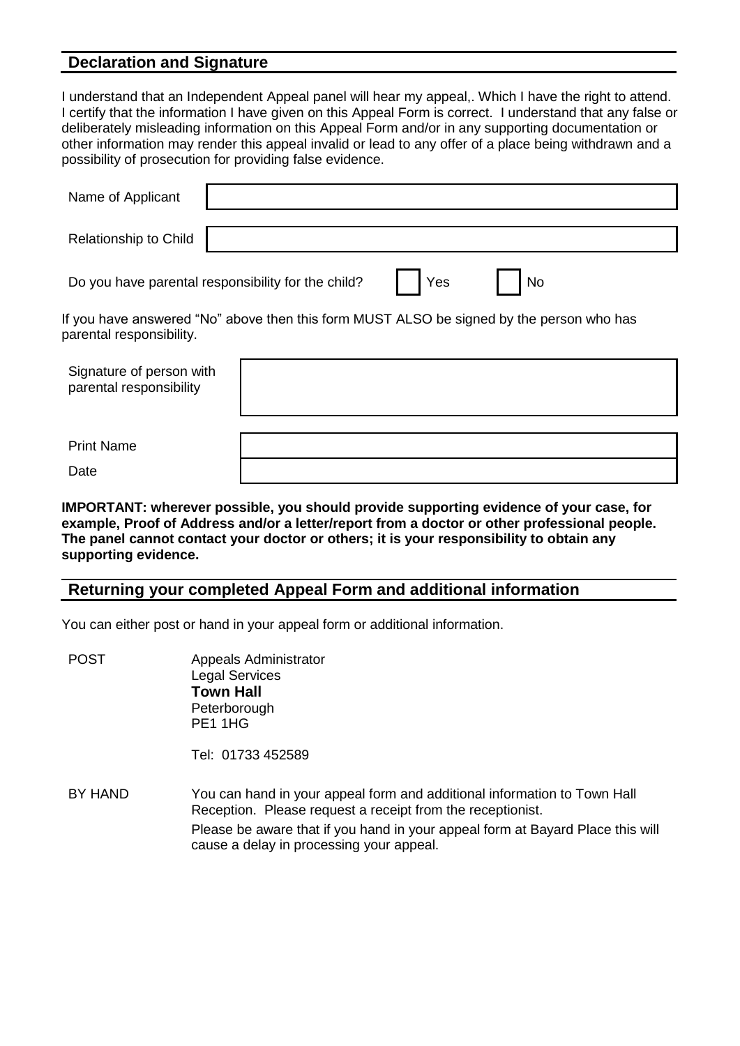## Declaration and Signature

I understand that an Independent Appeal panel will hear my appeal,. Which I have the right to attend. I certify that the information I have given on this Appeal Form is correct. I understand that any false or deliberately misleading information on this Appeal Form and/or in any supporting documentation or other information may render this appeal invalid or lead to any offer of a place being withdrawn and a possibility of prosecution for providing false evidence.

| | |
|---|---|
| Name of Applicant | |
| Relationship to Child | |

Do you have parental responsibility for the child? ☐ Yes ☐ No

If you have answered "No" above then this form MUST ALSO be signed by the person who has parental responsibility.

| | |
|---|---|
| Signature of person with parental responsibility | |
| Print Name | |
| Date | |

**IMPORTANT: wherever possible, you should provide supporting evidence of your case, for example, Proof of Address and/or a letter/report from a doctor or other professional people. The panel cannot contact your doctor or others; it is your responsibility to obtain any supporting evidence.**

## Returning your completed Appeal Form and additional information

You can either post or hand in your appeal form or additional information.

POST

Appeals Administrator
Legal Services
**Town Hall**
Peterborough
PE1 1HG

Tel: 01733 452589

BY HAND

You can hand in your appeal form and additional information to Town Hall Reception. Please request a receipt from the receptionist.

Please be aware that if you hand in your appeal form at Bayard Place this will cause a delay in processing your appeal.